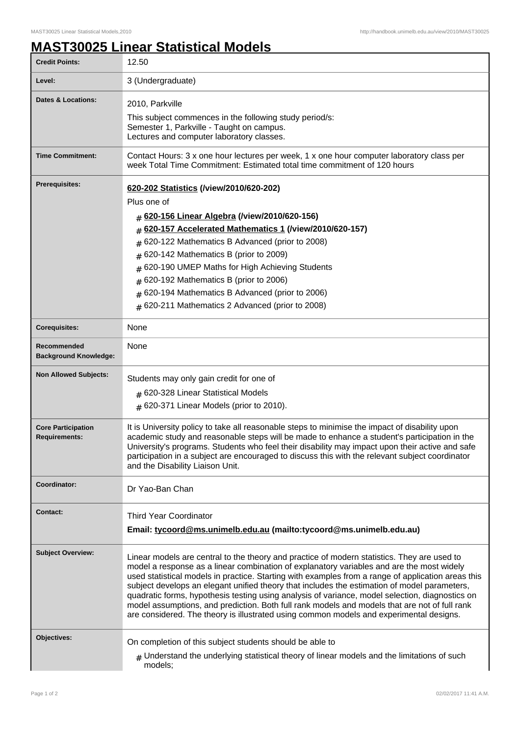# MAST30025 Linear Statistical Models

| | |
|---|---|
| **Credit Points:** | 12.50 |
| **Level:** | 3 (Undergraduate) |
| **Dates & Locations:** | 2010, Parkville<br>This subject commences in the following study period/s:<br>Semester 1, Parkville - Taught on campus.<br>Lectures and computer laboratory classes. |
| **Time Commitment:** | Contact Hours: 3 x one hour lectures per week, 1 x one hour computer laboratory class per week Total Time Commitment: Estimated total time commitment of 120 hours |
| **Prerequisites:** | **620-202 Statistics (/view/2010/620-202)**<br>Plus one of<br># **620-156 Linear Algebra (/view/2010/620-156)**<br># **620-157 Accelerated Mathematics 1 (/view/2010/620-157)**<br># 620-122 Mathematics B Advanced (prior to 2008)<br># 620-142 Mathematics B (prior to 2009)<br># 620-190 UMEP Maths for High Achieving Students<br># 620-192 Mathematics B (prior to 2006)<br># 620-194 Mathematics B Advanced (prior to 2006)<br># 620-211 Mathematics 2 Advanced (prior to 2008) |
| **Corequisites:** | None |
| **Recommended Background Knowledge:** | None |
| **Non Allowed Subjects:** | Students may only gain credit for one of<br># 620-328 Linear Statistical Models<br># 620-371 Linear Models (prior to 2010). |
| **Core Participation Requirements:** | It is University policy to take all reasonable steps to minimise the impact of disability upon academic study and reasonable steps will be made to enhance a student's participation in the University's programs. Students who feel their disability may impact upon their active and safe participation in a subject are encouraged to discuss this with the relevant subject coordinator and the Disability Liaison Unit. |
| **Coordinator:** | Dr Yao-Ban Chan |
| **Contact:** | Third Year Coordinator<br>**Email: tycoord@ms.unimelb.edu.au (mailto:tycoord@ms.unimelb.edu.au)** |
| **Subject Overview:** | Linear models are central to the theory and practice of modern statistics. They are used to model a response as a linear combination of explanatory variables and are the most widely used statistical models in practice. Starting with examples from a range of application areas this subject develops an elegant unified theory that includes the estimation of model parameters, quadratic forms, hypothesis testing using analysis of variance, model selection, diagnostics on model assumptions, and prediction. Both full rank models and models that are not of full rank are considered. The theory is illustrated using common models and experimental designs. |
| **Objectives:** | On completion of this subject students should be able to<br># Understand the underlying statistical theory of linear models and the limitations of such models; |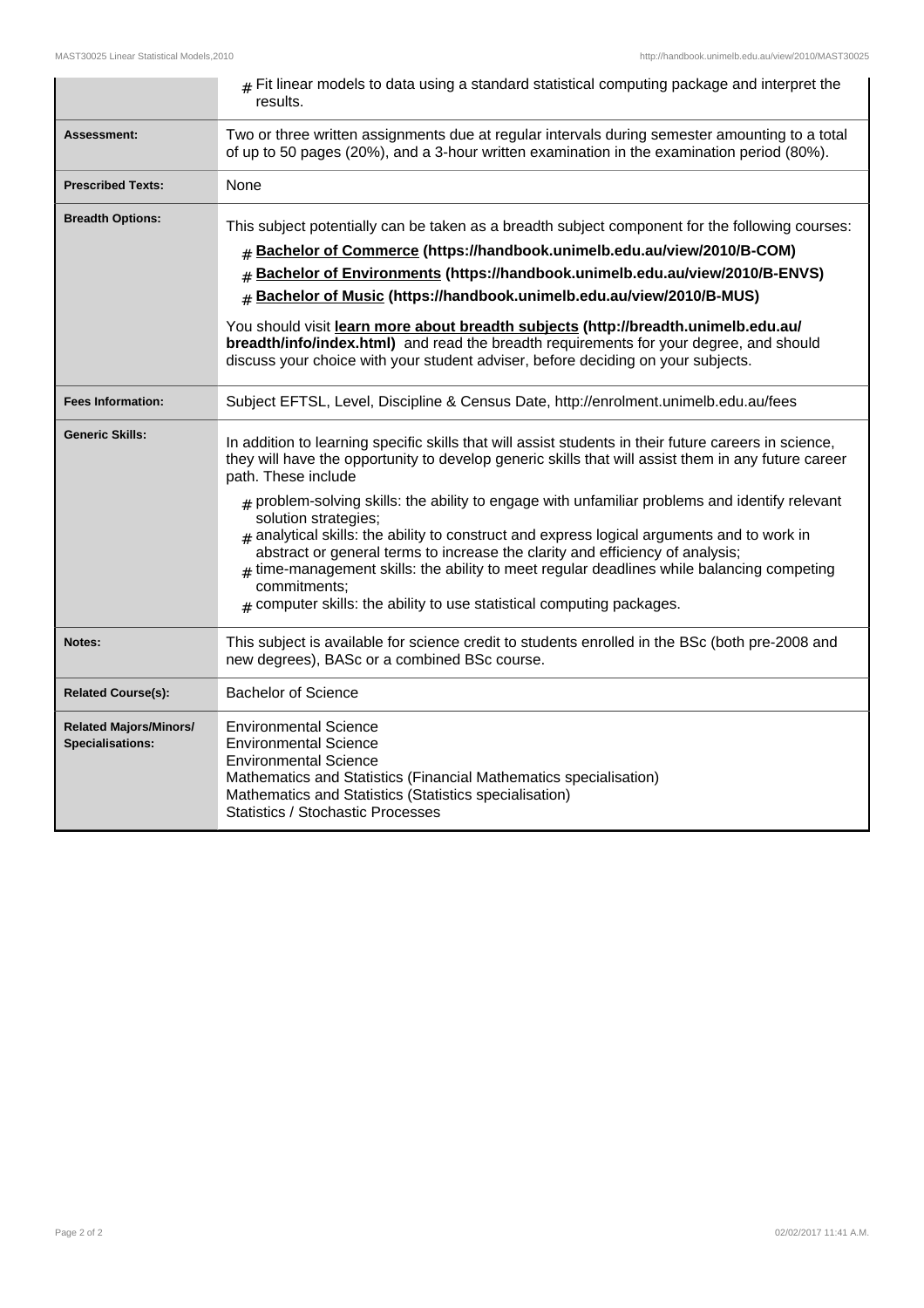| | |
|---|---|
| | # Fit linear models to data using a standard statistical computing package and interpret the results. |
| **Assessment:** | Two or three written assignments due at regular intervals during semester amounting to a total of up to 50 pages (20%), and a 3-hour written examination in the examination period (80%). |
| **Prescribed Texts:** | None |
| **Breadth Options:** | This subject potentially can be taken as a breadth subject component for the following courses: # **Bachelor of Commerce (https://handbook.unimelb.edu.au/view/2010/B-COM)** # **Bachelor of Environments (https://handbook.unimelb.edu.au/view/2010/B-ENVS)** # **Bachelor of Music (https://handbook.unimelb.edu.au/view/2010/B-MUS)** You should visit **learn more about breadth subjects (http://breadth.unimelb.edu.au/breadth/info/index.html)** and read the breadth requirements for your degree, and should discuss your choice with your student adviser, before deciding on your subjects. |
| **Fees Information:** | Subject EFTSL, Level, Discipline & Census Date, http://enrolment.unimelb.edu.au/fees |
| **Generic Skills:** | In addition to learning specific skills that will assist students in their future careers in science, they will have the opportunity to develop generic skills that will assist them in any future career path. These include # problem-solving skills: the ability to engage with unfamiliar problems and identify relevant solution strategies; # analytical skills: the ability to construct and express logical arguments and to work in abstract or general terms to increase the clarity and efficiency of analysis; # time-management skills: the ability to meet regular deadlines while balancing competing commitments; # computer skills: the ability to use statistical computing packages. |
| **Notes:** | This subject is available for science credit to students enrolled in the BSc (both pre-2008 and new degrees), BASc or a combined BSc course. |
| **Related Course(s):** | Bachelor of Science |
| **Related Majors/Minors/ Specialisations:** | Environmental Science<br>Environmental Science<br>Environmental Science<br>Mathematics and Statistics (Financial Mathematics specialisation)<br>Mathematics and Statistics (Statistics specialisation)<br>Statistics / Stochastic Processes |